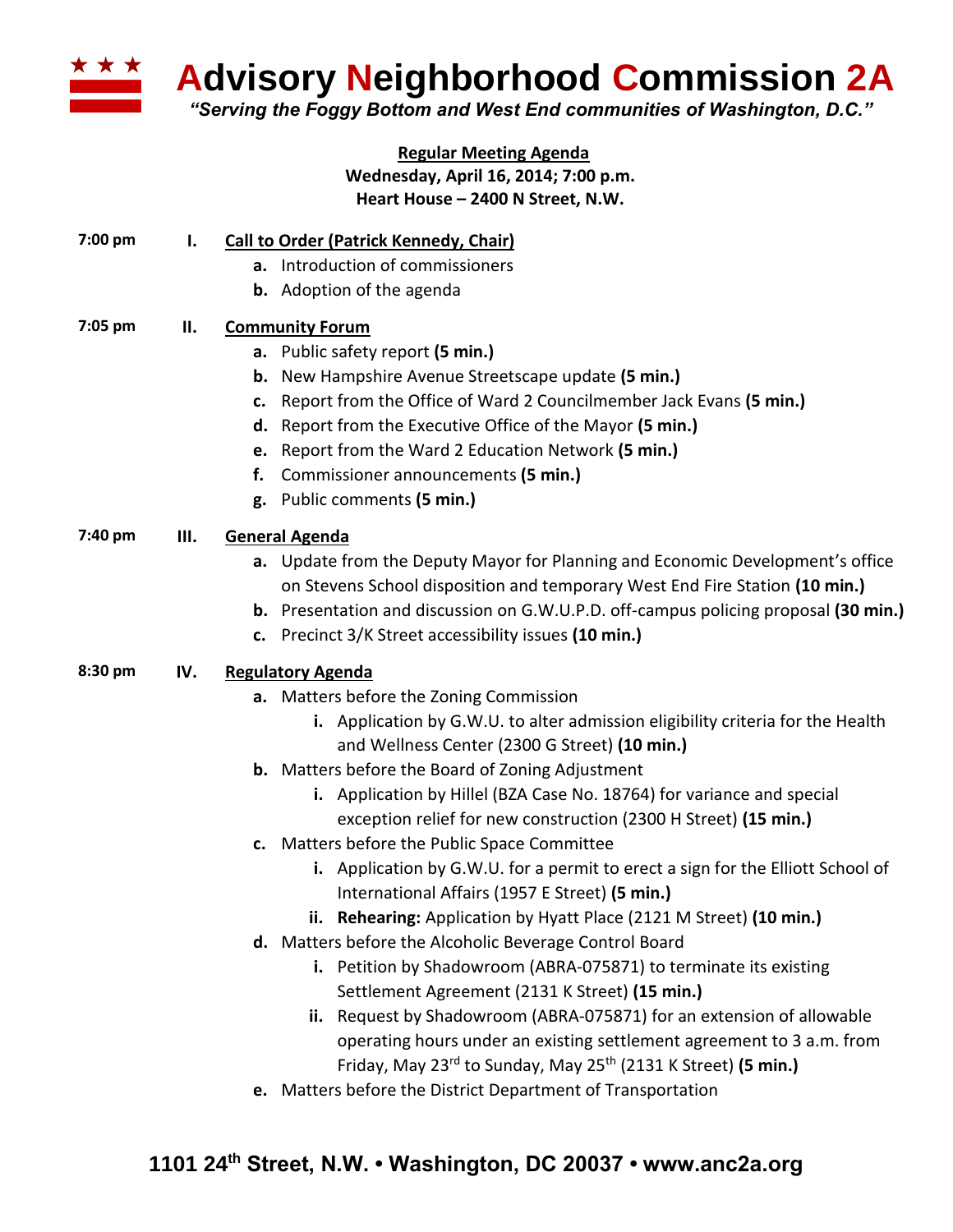# Advisory Neighborhood Commission 2A

*"Serving the Foggy Bottom and West End communities of Washington, D.C."*

**Regular Meeting Agenda**
**Wednesday, April 16, 2014; 7:00 p.m.**
**Heart House – 2400 N Street, N.W.**

**7:00 pm** **I. Call to Order (Patrick Kennedy, Chair)**

- **a.** Introduction of commissioners
- **b.** Adoption of the agenda

**7:05 pm** **II. Community Forum**

- **a.** Public safety report **(5 min.)**
- **b.** New Hampshire Avenue Streetscape update **(5 min.)**
- **c.** Report from the Office of Ward 2 Councilmember Jack Evans **(5 min.)**
- **d.** Report from the Executive Office of the Mayor **(5 min.)**
- **e.** Report from the Ward 2 Education Network **(5 min.)**
- **f.** Commissioner announcements **(5 min.)**
- **g.** Public comments **(5 min.)**

**7:40 pm** **III. General Agenda**

- **a.** Update from the Deputy Mayor for Planning and Economic Development's office on Stevens School disposition and temporary West End Fire Station **(10 min.)**
- **b.** Presentation and discussion on G.W.U.P.D. off-campus policing proposal **(30 min.)**
- **c.** Precinct 3/K Street accessibility issues **(10 min.)**

**8:30 pm** **IV. Regulatory Agenda**

- **a.** Matters before the Zoning Commission
  - **i.** Application by G.W.U. to alter admission eligibility criteria for the Health and Wellness Center (2300 G Street) **(10 min.)**
- **b.** Matters before the Board of Zoning Adjustment
  - **i.** Application by Hillel (BZA Case No. 18764) for variance and special exception relief for new construction (2300 H Street) **(15 min.)**
- **c.** Matters before the Public Space Committee
  - **i.** Application by G.W.U. for a permit to erect a sign for the Elliott School of International Affairs (1957 E Street) **(5 min.)**
  - **ii. Rehearing:** Application by Hyatt Place (2121 M Street) **(10 min.)**
- **d.** Matters before the Alcoholic Beverage Control Board
  - **i.** Petition by Shadowroom (ABRA-075871) to terminate its existing Settlement Agreement (2131 K Street) **(15 min.)**
  - **ii.** Request by Shadowroom (ABRA-075871) for an extension of allowable operating hours under an existing settlement agreement to 3 a.m. from Friday, May 23rd to Sunday, May 25th (2131 K Street) **(5 min.)**
- **e.** Matters before the District Department of Transportation

**1101 24th Street, N.W. • Washington, DC 20037 • www.anc2a.org**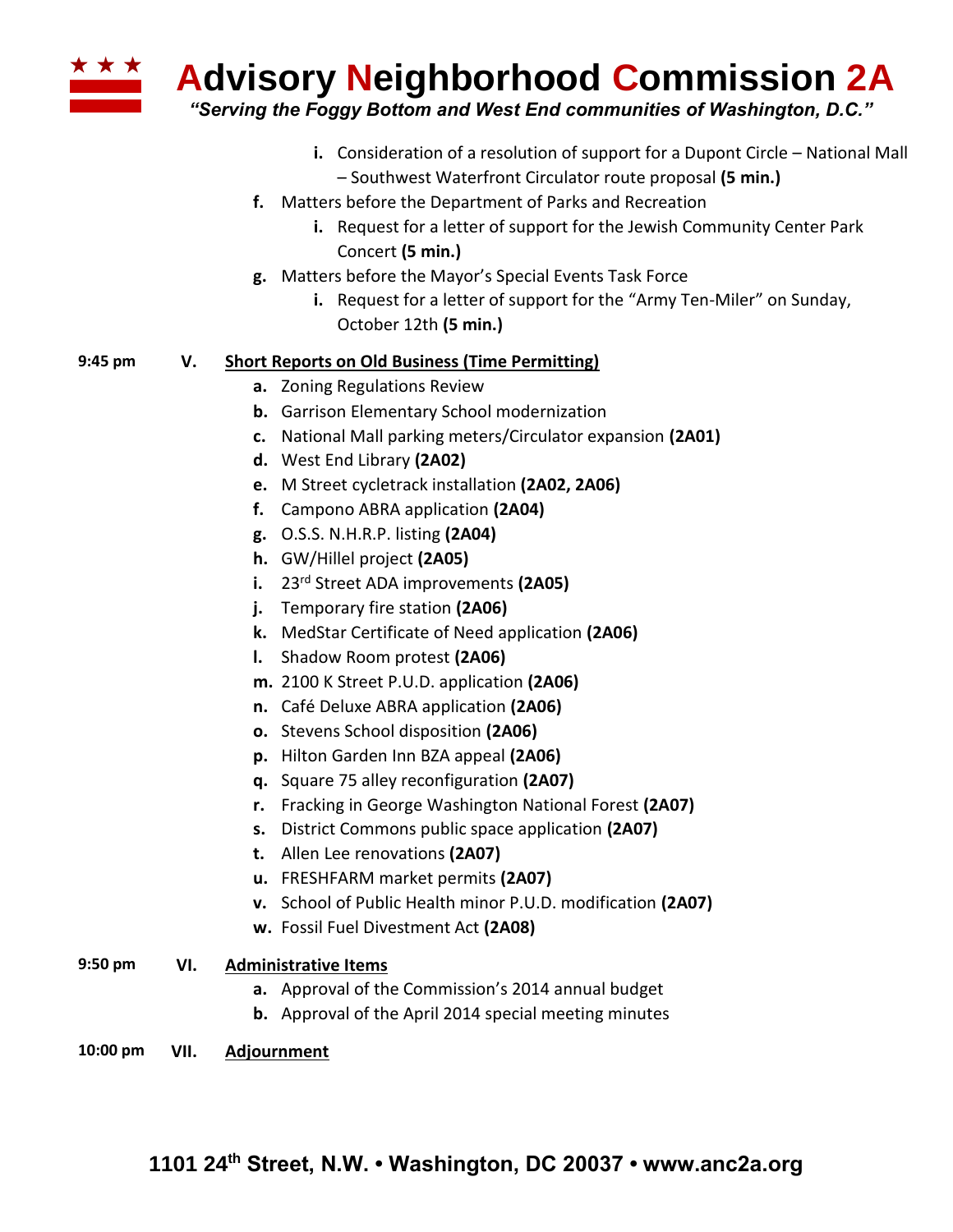# Advisory Neighborhood Commission 2A

*"Serving the Foggy Bottom and West End communities of Washington, D.C."*

- i. Consideration of a resolution of support for a Dupont Circle – National Mall – Southwest Waterfront Circulator route proposal **(5 min.)**

- **f.** Matters before the Department of Parks and Recreation
  - **i.** Request for a letter of support for the Jewish Community Center Park Concert **(5 min.)**
- **g.** Matters before the Mayor's Special Events Task Force
  - **i.** Request for a letter of support for the "Army Ten-Miler" on Sunday, October 12th **(5 min.)**

**9:45 pm** **V.** **Short Reports on Old Business (Time Permitting)**

- **a.** Zoning Regulations Review
- **b.** Garrison Elementary School modernization
- **c.** National Mall parking meters/Circulator expansion **(2A01)**
- **d.** West End Library **(2A02)**
- **e.** M Street cycletrack installation **(2A02, 2A06)**
- **f.** Campono ABRA application **(2A04)**
- **g.** O.S.S. N.H.R.P. listing **(2A04)**
- **h.** GW/Hillel project **(2A05)**
- **i.** 23rd Street ADA improvements **(2A05)**
- **j.** Temporary fire station **(2A06)**
- **k.** MedStar Certificate of Need application **(2A06)**
- **l.** Shadow Room protest **(2A06)**
- **m.** 2100 K Street P.U.D. application **(2A06)**
- **n.** Café Deluxe ABRA application **(2A06)**
- **o.** Stevens School disposition **(2A06)**
- **p.** Hilton Garden Inn BZA appeal **(2A06)**
- **q.** Square 75 alley reconfiguration **(2A07)**
- **r.** Fracking in George Washington National Forest **(2A07)**
- **s.** District Commons public space application **(2A07)**
- **t.** Allen Lee renovations **(2A07)**
- **u.** FRESHFARM market permits **(2A07)**
- **v.** School of Public Health minor P.U.D. modification **(2A07)**
- **w.** Fossil Fuel Divestment Act **(2A08)**

**9:50 pm** **VI.** **Administrative Items**

- **a.** Approval of the Commission's 2014 annual budget
- **b.** Approval of the April 2014 special meeting minutes

**10:00 pm** **VII.** **Adjournment**

**1101 24th Street, N.W. • Washington, DC 20037 • www.anc2a.org**